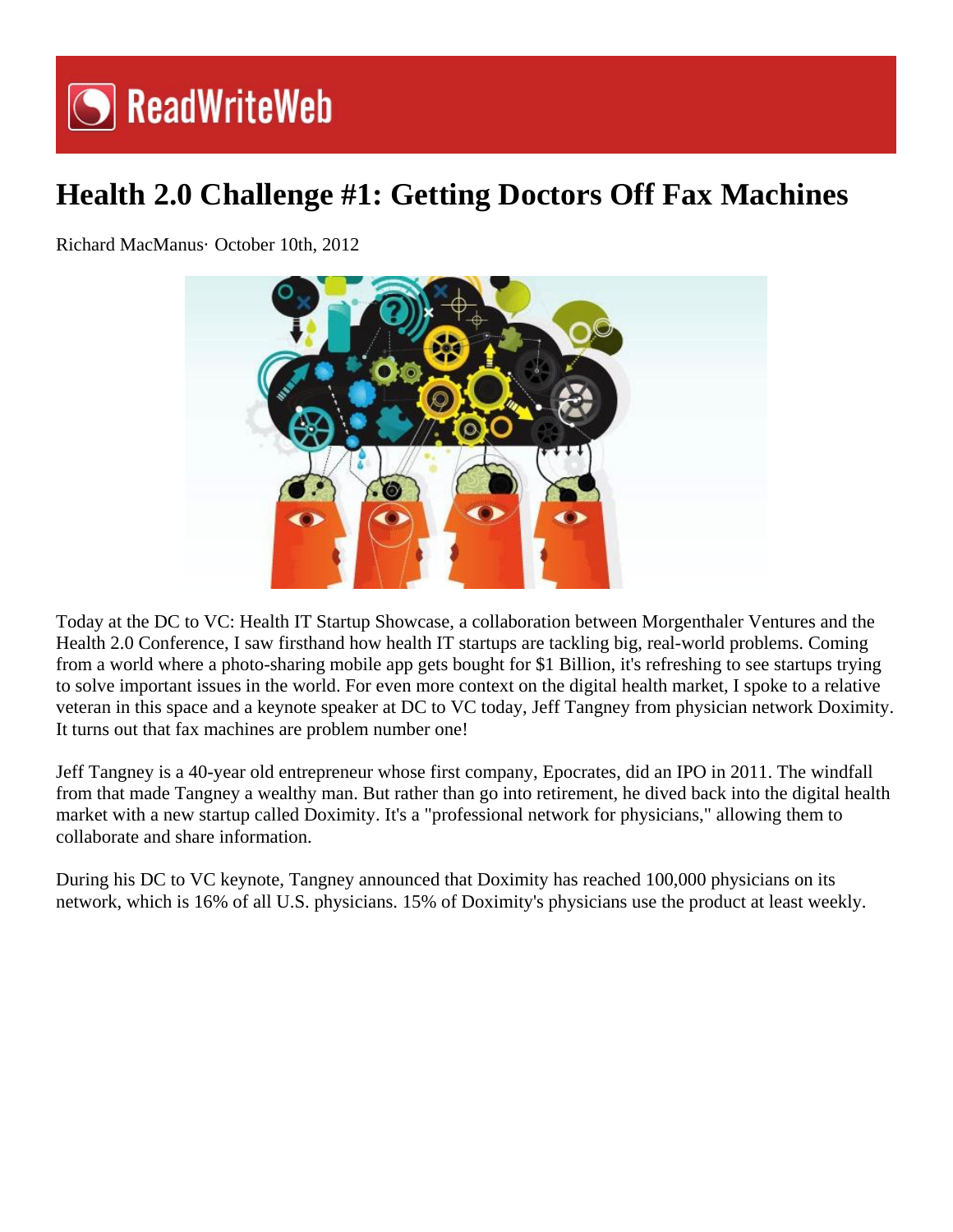ReadWriteWeb

# Health 2.0 Challenge #1: Getting Doctors Off Fax Machines

Richard MacManus· October 10th, 2012

Today at the DC to VC: Health IT Startup Showcase, a collaboration between Morgenthaler Ventures and the Health 2.0 Conference, I saw firsthand how health IT startups are tackling big, real-world problems. Coming from a world where a photo-sharing mobile app gets bought for $1 Billion, it's refreshing to see startups trying to solve important issues in the world. For even more context on the digital health market, I spoke to a relative veteran in this space and a keynote speaker at DC to VC today, Jeff Tangney from physician network Doximity. It turns out that fax machines are problem number one!

Jeff Tangney is a 40-year old entrepreneur whose first company, Epocrates, did an IPO in 2011. The windfall from that made Tangney a wealthy man. But rather than go into retirement, he dived back into the digital health market with a new startup called Doximity. It's a "professional network for physicians," allowing them to collaborate and share information.

During his DC to VC keynote, Tangney announced that Doximity has reached 100,000 physicians on its network, which is 16% of all U.S. physicians. 15% of Doximity's physicians use the product at least weekly.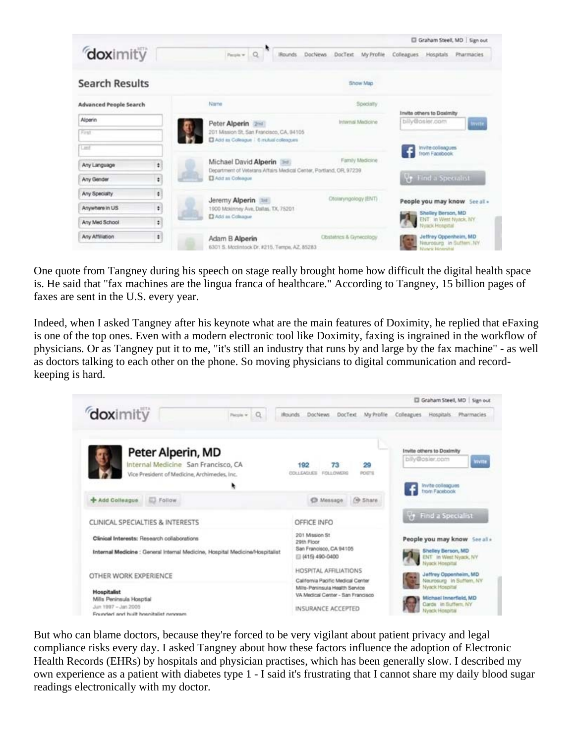One quote from Tangney during his speech on stage really brought home how difficult the digital health space is. He said that "fax machines are the lingua franca of healthcare." According to Tangney, 15 billion pages of faxes are sent in the U.S. every year.

Indeed, when I asked Tangney after his keynote what are the main features of Doximity, he replied that eFaxing is one of the top ones. Even with a modern electronic tool like Doximity, faxing is ingrained in the workflow of physicians. Or as Tangney put it to me, "it's still an industry that runs by and large by the fax machine" - as well as doctors talking to each other on the phone. So moving physicians to digital communication and record-keeping is hard.

But who can blame doctors, because they're forced to be very vigilant about patient privacy and legal compliance risks every day. I asked Tangney about how these factors influence the adoption of Electronic Health Records (EHRs) by hospitals and physician practises, which has been generally slow. I described my own experience as a patient with diabetes type 1 - I said it's frustrating that I cannot share my daily blood sugar readings electronically with my doctor.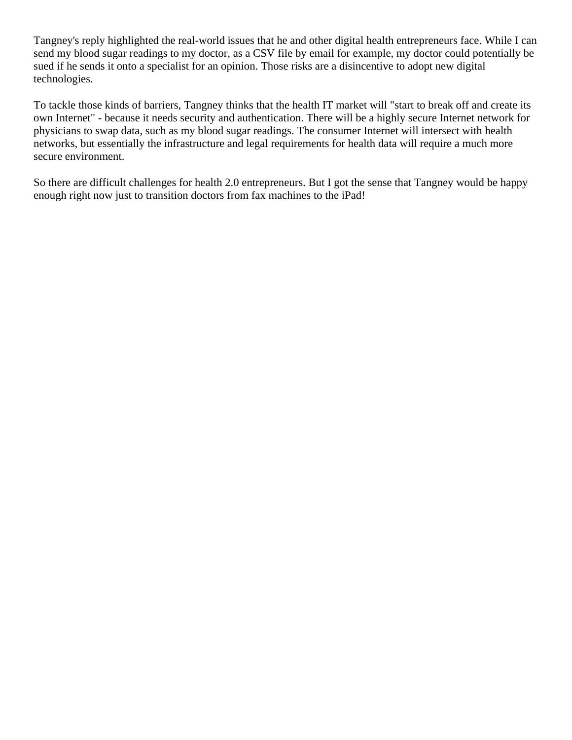Tangney's reply highlighted the real-world issues that he and other digital health entrepreneurs face. While I can send my blood sugar readings to my doctor, as a CSV file by email for example, my doctor could potentially be sued if he sends it onto a specialist for an opinion. Those risks are a disincentive to adopt new digital technologies.

To tackle those kinds of barriers, Tangney thinks that the health IT market will "start to break off and create its own Internet" - because it needs security and authentication. There will be a highly secure Internet network for physicians to swap data, such as my blood sugar readings. The consumer Internet will intersect with health networks, but essentially the infrastructure and legal requirements for health data will require a much more secure environment.

So there are difficult challenges for health 2.0 entrepreneurs. But I got the sense that Tangney would be happy enough right now just to transition doctors from fax machines to the iPad!